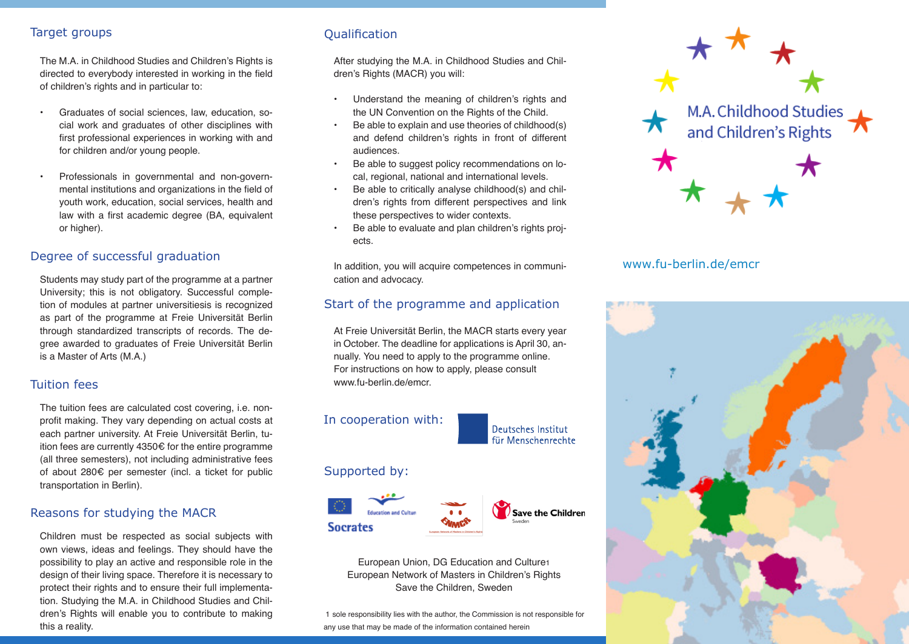## Target groups

The M.A. in Childhood Studies and Children's Rights is directed to everybody interested in working in the field of children's rights and in particular to:

- Graduates of social sciences, law, education, social work and graduates of other disciplines with first professional experiences in working with and for children and/or young people.
- Professionals in governmental and non-governmental institutions and organizations in the field of youth work, education, social services, health and law with a first academic degree (BA, equivalent or higher).

## Degree of successful graduation

Students may study part of the programme at a partner University; this is not obligatory. Successful completion of modules at partner universitiesis is recognized as part of the programme at Freie Universität Berlin through standardized transcripts of records. The degree awarded to graduates of Freie Universität Berlin is a Master of Arts (M.A.)

## Tuition fees

The tuition fees are calculated cost covering, i.e. nonprofit making. They vary depending on actual costs at each partner university. At Freie Universität Berlin, tuition fees are currently 4350€ for the entire programme (all three semesters), not including administrative fees of about 280€ per semester (incl. a ticket for public transportation in Berlin).

## Reasons for studying the MACR

Children must be respected as social subjects with own views, ideas and feelings. They should have the possibility to play an active and responsible role in the design of their living space. Therefore it is necessary to protect their rights and to ensure their full implementation. Studying the M.A. in Childhood Studies and Children's Rights will enable you to contribute to making this a reality.

## Qualification

After studying the M.A. in Childhood Studies and Children's Rights (MACR) you will:

- Understand the meaning of children's rights and the UN Convention on the Rights of the Child.
- Be able to explain and use theories of childhood(s) and defend children's rights in front of different audiences.
- Be able to suggest policy recommendations on local, regional, national and international levels.
- Be able to critically analyse childhood(s) and children's rights from different perspectives and link these perspectives to wider contexts.
- Be able to evaluate and plan children's rights projects.

In addition, you will acquire competences in communication and advocacy.

## Start of the programme and application

At Freie Universität Berlin, the MACR starts every year in October. The deadline for applications is April 30, annually. You need to apply to the programme online. For instructions on how to apply, please consult www.fu-berlin.de/emcr.

## In cooperation with:

Deutsches Institut für Menschenrechte

## Supported by:

Socrates — Education and Culture — ENMCR — Save the Children Sweden

European Union, DG Education and Culture[1]
European Network of Masters in Children's Rights
Save the Children, Sweden

[1] sole responsibility lies with the author, the Commission is not responsible for any use that may be made of the information contained herein

# M.A. Childhood Studies and Children's Rights

www.fu-berlin.de/emcr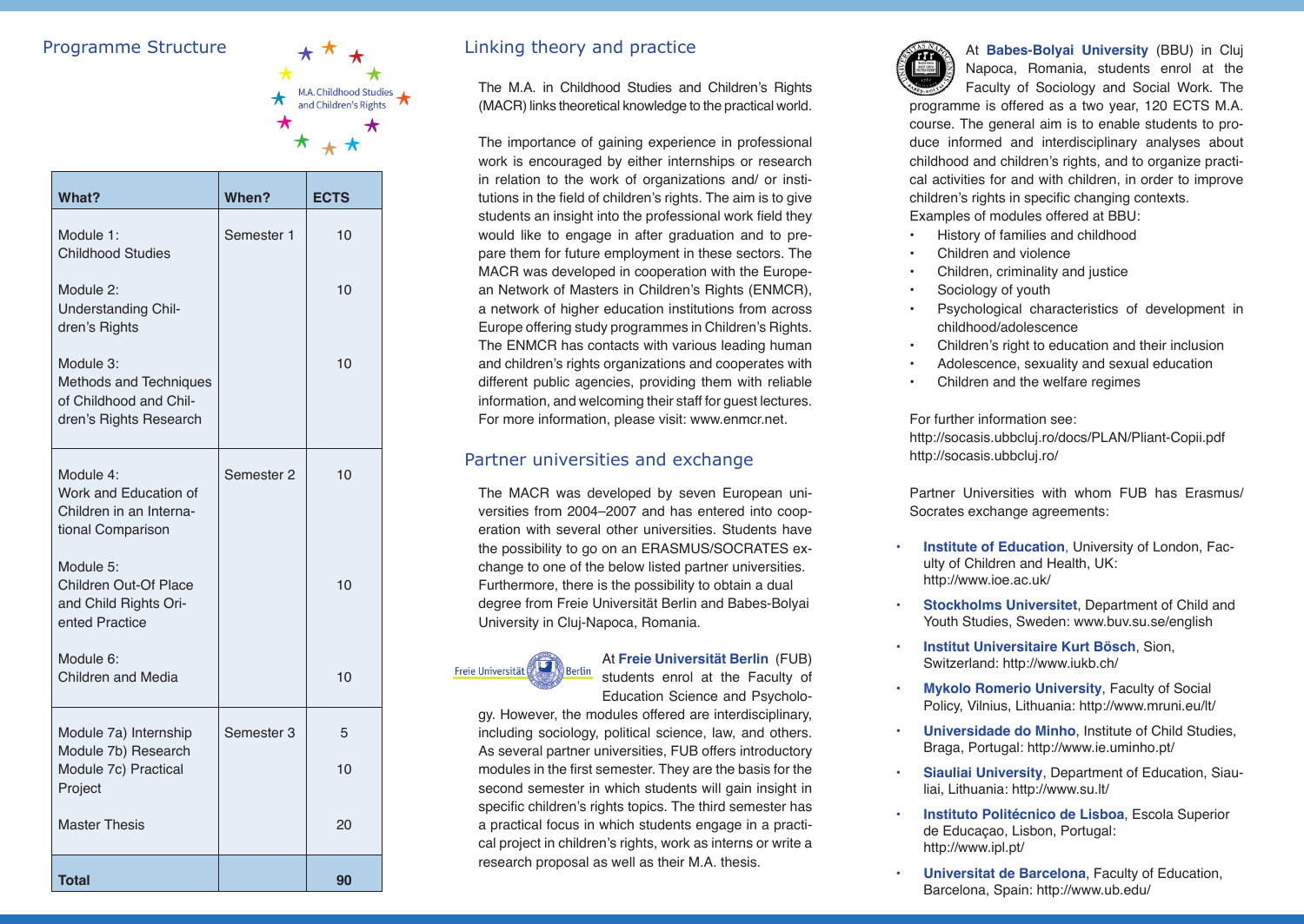## Programme Structure

M.A. Childhood Studies and Children's Rights

| What? | When? | ECTS |
|---|---|---|
| Module 1: Childhood Studies | Semester 1 | 10 |
| Module 2: Understanding Children's Rights | | 10 |
| Module 3: Methods and Techniques of Childhood and Children's Rights Research | | 10 |
| Module 4: Work and Education of Children in an International Comparison | Semester 2 | 10 |
| Module 5: Children Out-Of Place and Child Rights Oriented Practice | | 10 |
| Module 6: Children and Media | | 10 |
| Module 7a) Internship<br>Module 7b) Research<br>Module 7c) Practical Project | Semester 3 | 5<br><br>10 |
| Master Thesis | | 20 |
| **Total** | | **90** |

## Linking theory and practice

The M.A. in Childhood Studies and Children's Rights (MACR) links theoretical knowledge to the practical world.

The importance of gaining experience in professional work is encouraged by either internships or research in relation to the work of organizations and/ or institutions in the field of children's rights. The aim is to give students an insight into the professional work field they would like to engage in after graduation and to prepare them for future employment in these sectors. The MACR was developed in cooperation with the European Network of Masters in Children's Rights (ENMCR), a network of higher education institutions from across Europe offering study programmes in Children's Rights. The ENMCR has contacts with various leading human and children's rights organizations and cooperates with different public agencies, providing them with reliable information, and welcoming their staff for guest lectures. For more information, please visit: www.enmcr.net.

## Partner universities and exchange

The MACR was developed by seven European universities from 2004–2007 and has entered into cooperation with several other universities. Students have the possibility to go on an ERASMUS/SOCRATES exchange to one of the below listed partner universities. Furthermore, there is the possibility to obtain a dual degree from Freie Universität Berlin and Babes-Bolyai University in Cluj-Napoca, Romania.

Freie Universität Berlin

At **Freie Universität Berlin** (FUB) students enrol at the Faculty of Education Science and Psychology. However, the modules offered are interdisciplinary, including sociology, political science, law, and others. As several partner universities, FUB offers introductory modules in the first semester. They are the basis for the second semester in which students will gain insight in specific children's rights topics. The third semester has a practical focus in which students engage in a practical project in children's rights, work as interns or write a research proposal as well as their M.A. thesis.

At **Babes-Bolyai University** (BBU) in Cluj Napoca, Romania, students enrol at the Faculty of Sociology and Social Work. The programme is offered as a two year, 120 ECTS M.A. course. The general aim is to enable students to produce informed and interdisciplinary analyses about childhood and children's rights, and to organize practical activities for and with children, in order to improve children's rights in specific changing contexts.
Examples of modules offered at BBU:

- History of families and childhood
- Children and violence
- Children, criminality and justice
- Sociology of youth
- Psychological characteristics of development in childhood/adolescence
- Children's right to education and their inclusion
- Adolescence, sexuality and sexual education
- Children and the welfare regimes

For further information see:
http://socasis.ubbcluj.ro/docs/PLAN/Pliant-Copii.pdf
http://socasis.ubbcluj.ro/

Partner Universities with whom FUB has Erasmus/ Socrates exchange agreements:

- **Institute of Education**, University of London, Faculty of Children and Health, UK: http://www.ioe.ac.uk/
- **Stockholms Universitet**, Department of Child and Youth Studies, Sweden: www.buv.su.se/english
- **Institut Universitaire Kurt Bösch**, Sion, Switzerland: http://www.iukb.ch/
- **Mykolo Romerio University**, Faculty of Social Policy, Vilnius, Lithuania: http://www.mruni.eu/lt/
- **Universidade do Minho**, Institute of Child Studies, Braga, Portugal: http://www.ie.uminho.pt/
- **Siauliai University**, Department of Education, Siauliai, Lithuania: http://www.su.lt/
- **Instituto Politécnico de Lisboa**, Escola Superior de Educaçao, Lisbon, Portugal: http://www.ipl.pt/
- **Universitat de Barcelona**, Faculty of Education, Barcelona, Spain: http://www.ub.edu/